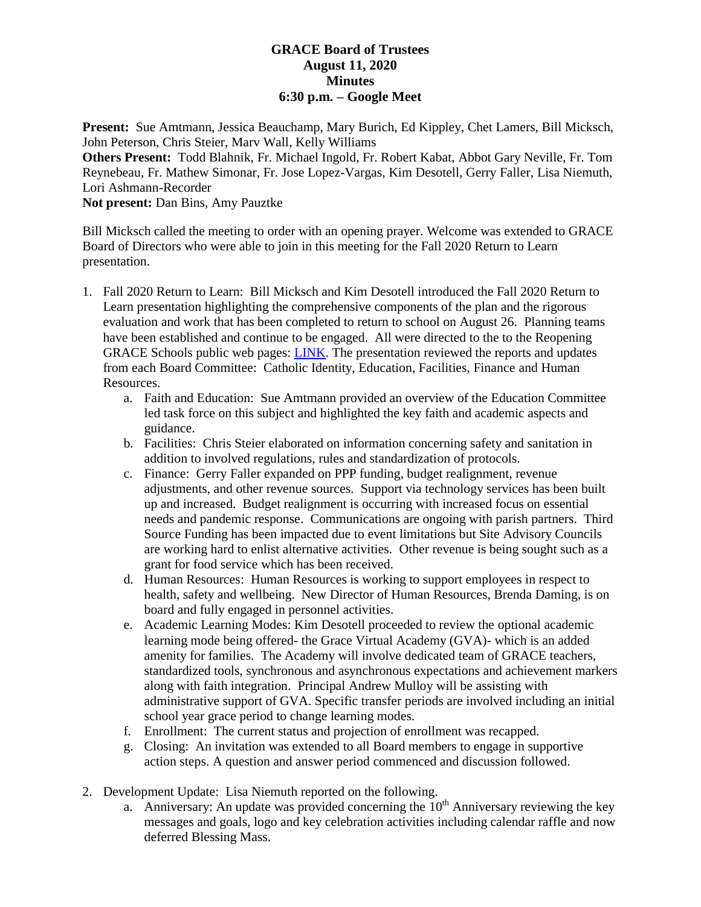**GRACE Board of Trustees**
**August 11, 2020**
**Minutes**
**6:30 p.m. – Google Meet**

**Present:** Sue Amtmann, Jessica Beauchamp, Mary Burich, Ed Kippley, Chet Lamers, Bill Micksch, John Peterson, Chris Steier, Marv Wall, Kelly Williams
**Others Present:** Todd Blahnik, Fr. Michael Ingold, Fr. Robert Kabat, Abbot Gary Neville, Fr. Tom Reynebeau, Fr. Mathew Simonar, Fr. Jose Lopez-Vargas, Kim Desotell, Gerry Faller, Lisa Niemuth, Lori Ashmann-Recorder
**Not present:** Dan Bins, Amy Pauztke

Bill Micksch called the meeting to order with an opening prayer. Welcome was extended to GRACE Board of Directors who were able to join in this meeting for the Fall 2020 Return to Learn presentation.

1. Fall 2020 Return to Learn: Bill Micksch and Kim Desotell introduced the Fall 2020 Return to Learn presentation highlighting the comprehensive components of the plan and the rigorous evaluation and work that has been completed to return to school on August 26. Planning teams have been established and continue to be engaged. All were directed to the to the Reopening GRACE Schools public web pages: LINK. The presentation reviewed the reports and updates from each Board Committee: Catholic Identity, Education, Facilities, Finance and Human Resources.
   a. Faith and Education: Sue Amtmann provided an overview of the Education Committee led task force on this subject and highlighted the key faith and academic aspects and guidance.
   b. Facilities: Chris Steier elaborated on information concerning safety and sanitation in addition to involved regulations, rules and standardization of protocols.
   c. Finance: Gerry Faller expanded on PPP funding, budget realignment, revenue adjustments, and other revenue sources. Support via technology services has been built up and increased. Budget realignment is occurring with increased focus on essential needs and pandemic response. Communications are ongoing with parish partners. Third Source Funding has been impacted due to event limitations but Site Advisory Councils are working hard to enlist alternative activities. Other revenue is being sought such as a grant for food service which has been received.
   d. Human Resources: Human Resources is working to support employees in respect to health, safety and wellbeing. New Director of Human Resources, Brenda Daming, is on board and fully engaged in personnel activities.
   e. Academic Learning Modes: Kim Desotell proceeded to review the optional academic learning mode being offered- the Grace Virtual Academy (GVA)- which is an added amenity for families. The Academy will involve dedicated team of GRACE teachers, standardized tools, synchronous and asynchronous expectations and achievement markers along with faith integration. Principal Andrew Mulloy will be assisting with administrative support of GVA. Specific transfer periods are involved including an initial school year grace period to change learning modes.
   f. Enrollment: The current status and projection of enrollment was recapped.
   g. Closing: An invitation was extended to all Board members to engage in supportive action steps. A question and answer period commenced and discussion followed.

2. Development Update: Lisa Niemuth reported on the following.
   a. Anniversary: An update was provided concerning the 10th Anniversary reviewing the key messages and goals, logo and key celebration activities including calendar raffle and now deferred Blessing Mass.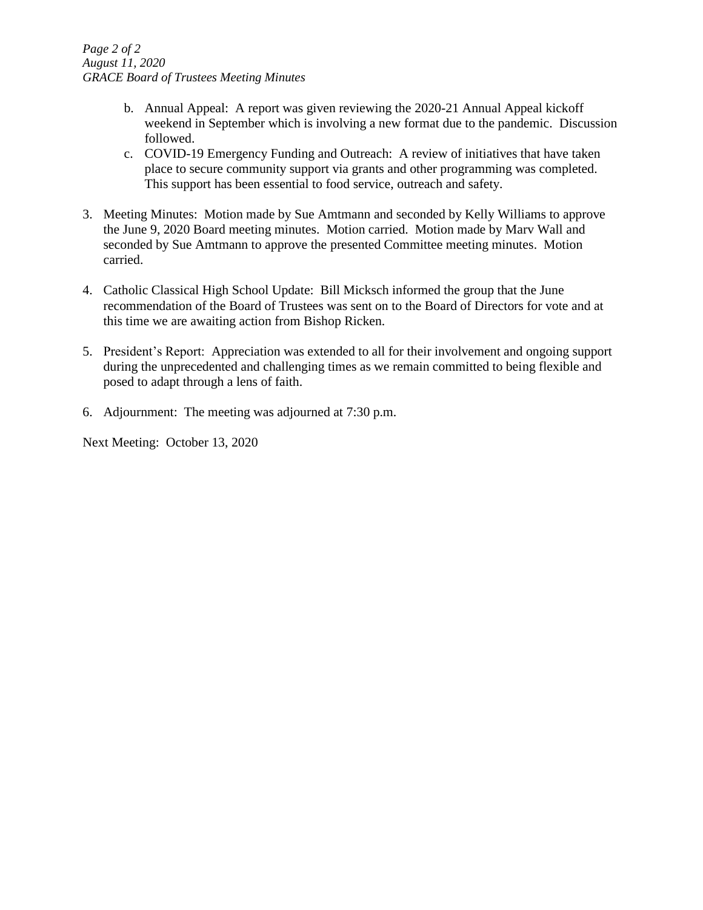b. Annual Appeal: A report was given reviewing the 2020-21 Annual Appeal kickoff weekend in September which is involving a new format due to the pandemic. Discussion followed.

c. COVID-19 Emergency Funding and Outreach: A review of initiatives that have taken place to secure community support via grants and other programming was completed. This support has been essential to food service, outreach and safety.

3. Meeting Minutes: Motion made by Sue Amtmann and seconded by Kelly Williams to approve the June 9, 2020 Board meeting minutes. Motion carried. Motion made by Marv Wall and seconded by Sue Amtmann to approve the presented Committee meeting minutes. Motion carried.

4. Catholic Classical High School Update: Bill Micksch informed the group that the June recommendation of the Board of Trustees was sent on to the Board of Directors for vote and at this time we are awaiting action from Bishop Ricken.

5. President's Report: Appreciation was extended to all for their involvement and ongoing support during the unprecedented and challenging times as we remain committed to being flexible and posed to adapt through a lens of faith.

6. Adjournment: The meeting was adjourned at 7:30 p.m.

Next Meeting: October 13, 2020